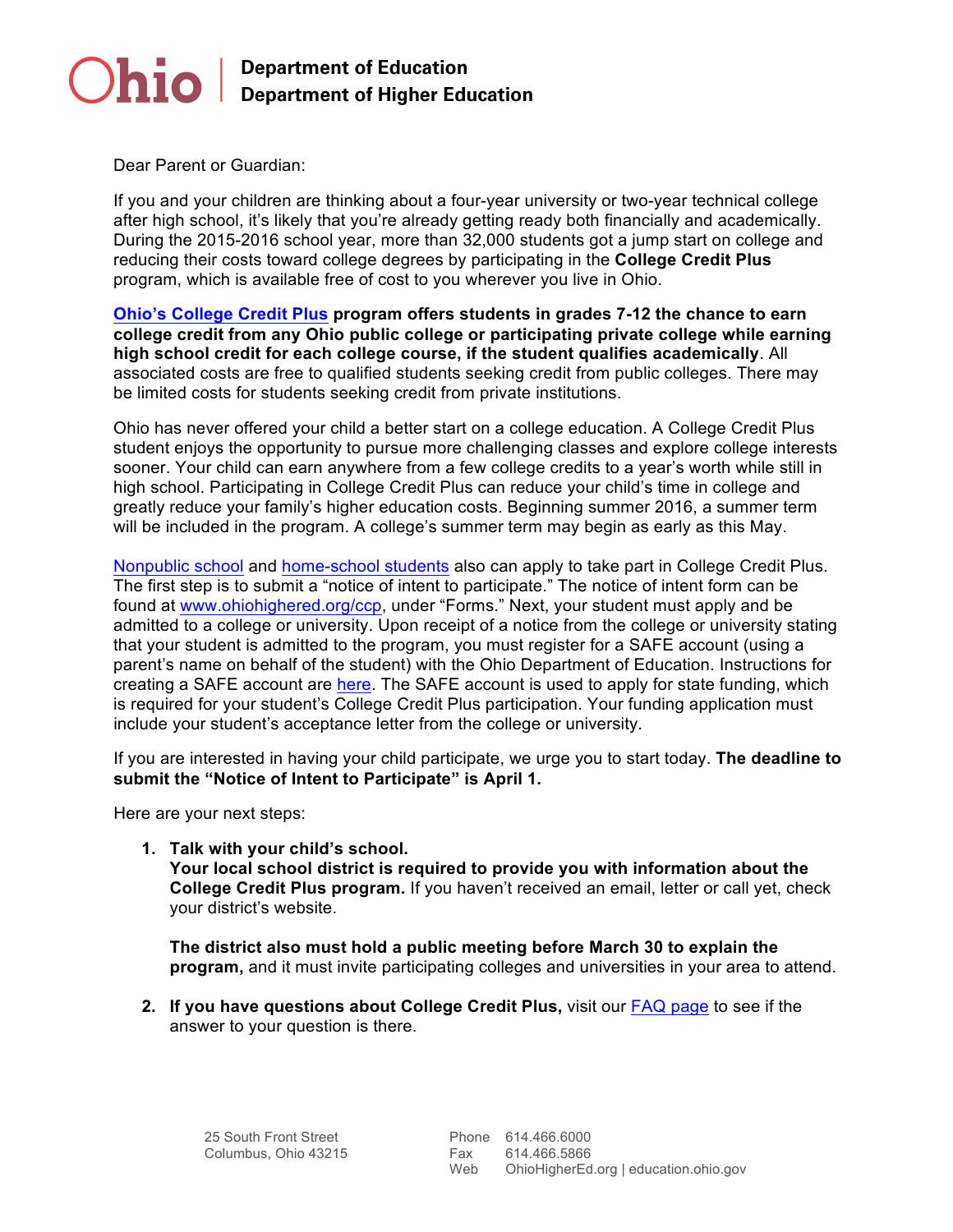Ohio | Department of Education
Department of Higher Education

Dear Parent or Guardian:

If you and your children are thinking about a four-year university or two-year technical college after high school, it's likely that you're already getting ready both financially and academically. During the 2015-2016 school year, more than 32,000 students got a jump start on college and reducing their costs toward college degrees by participating in the **College Credit Plus** program, which is available free of cost to you wherever you live in Ohio.

**Ohio's College Credit Plus program offers students in grades 7-12 the chance to earn college credit from any Ohio public college or participating private college while earning high school credit for each college course, if the student qualifies academically**. All associated costs are free to qualified students seeking credit from public colleges. There may be limited costs for students seeking credit from private institutions.

Ohio has never offered your child a better start on a college education. A College Credit Plus student enjoys the opportunity to pursue more challenging classes and explore college interests sooner. Your child can earn anywhere from a few college credits to a year's worth while still in high school. Participating in College Credit Plus can reduce your child's time in college and greatly reduce your family's higher education costs. Beginning summer 2016, a summer term will be included in the program. A college's summer term may begin as early as this May.

Nonpublic school and home-school students also can apply to take part in College Credit Plus. The first step is to submit a "notice of intent to participate." The notice of intent form can be found at www.ohiohighered.org/ccp, under "Forms." Next, your student must apply and be admitted to a college or university. Upon receipt of a notice from the college or university stating that your student is admitted to the program, you must register for a SAFE account (using a parent's name on behalf of the student) with the Ohio Department of Education. Instructions for creating a SAFE account are here. The SAFE account is used to apply for state funding, which is required for your student's College Credit Plus participation. Your funding application must include your student's acceptance letter from the college or university.

If you are interested in having your child participate, we urge you to start today. **The deadline to submit the "Notice of Intent to Participate" is April 1.**

Here are your next steps:

1. **Talk with your child's school.**
   **Your local school district is required to provide you with information about the College Credit Plus program.** If you haven't received an email, letter or call yet, check your district's website.

   **The district also must hold a public meeting before March 30 to explain the program,** and it must invite participating colleges and universities in your area to attend.

2. **If you have questions about College Credit Plus,** visit our FAQ page to see if the answer to your question is there.

25 South Front Street
Columbus, Ohio 43215

Phone 614.466.6000
Fax 614.466.5866
Web OhioHigherEd.org | education.ohio.gov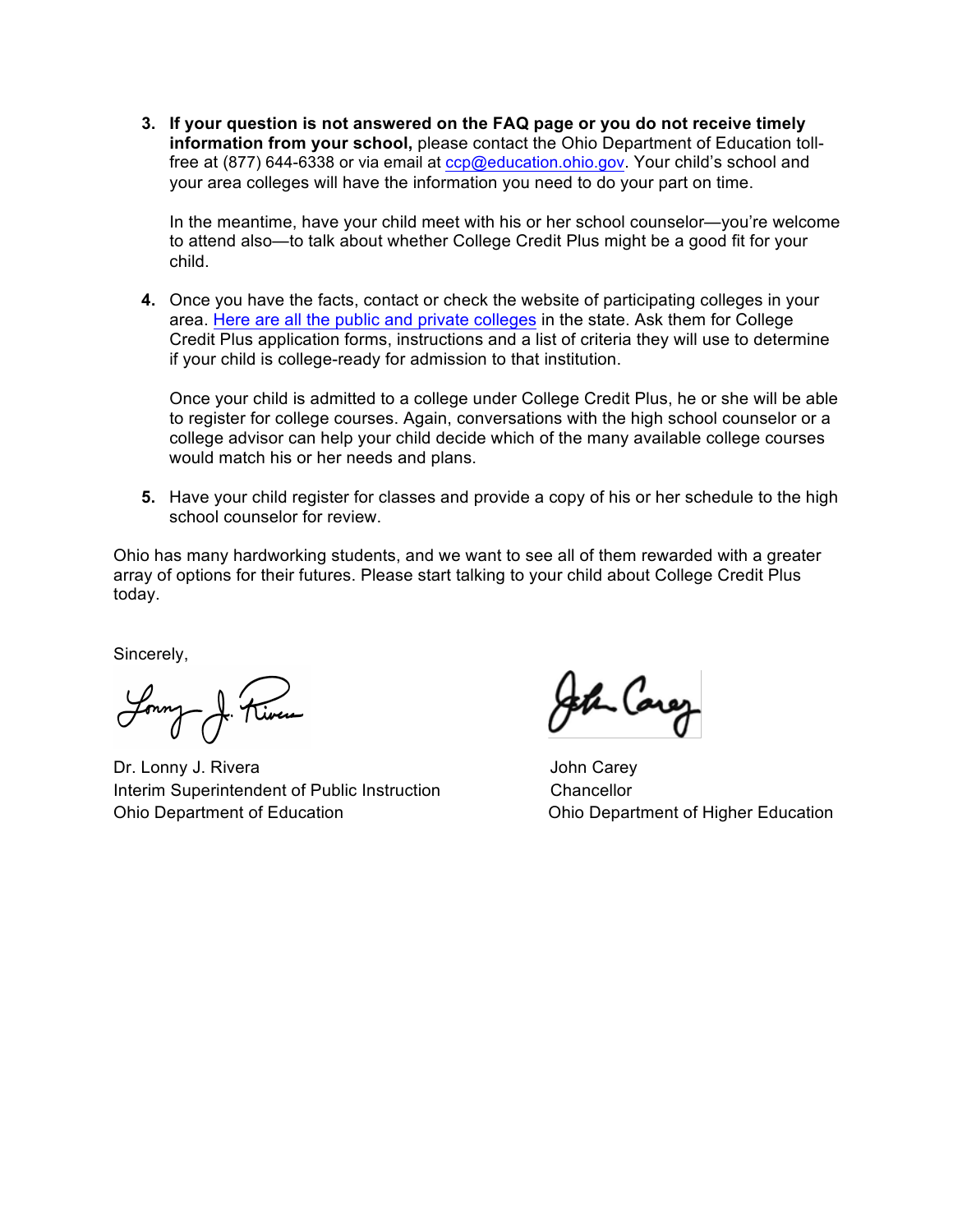3. **If your question is not answered on the FAQ page or you do not receive timely information from your school,** please contact the Ohio Department of Education toll-free at (877) 644-6338 or via email at [ccp@education.ohio.gov](mailto:ccp@education.ohio.gov). Your child's school and your area colleges will have the information you need to do your part on time.

   In the meantime, have your child meet with his or her school counselor—you're welcome to attend also—to talk about whether College Credit Plus might be a good fit for your child.

4. Once you have the facts, contact or check the website of participating colleges in your area. Here are all the public and private colleges in the state. Ask them for College Credit Plus application forms, instructions and a list of criteria they will use to determine if your child is college-ready for admission to that institution.

   Once your child is admitted to a college under College Credit Plus, he or she will be able to register for college courses. Again, conversations with the high school counselor or a college advisor can help your child decide which of the many available college courses would match his or her needs and plans.

5. Have your child register for classes and provide a copy of his or her schedule to the high school counselor for review.

Ohio has many hardworking students, and we want to see all of them rewarded with a greater array of options for their futures. Please start talking to your child about College Credit Plus today.

Sincerely,

Dr. Lonny J. Rivera
Interim Superintendent of Public Instruction
Ohio Department of Education

John Carey
Chancellor
Ohio Department of Higher Education